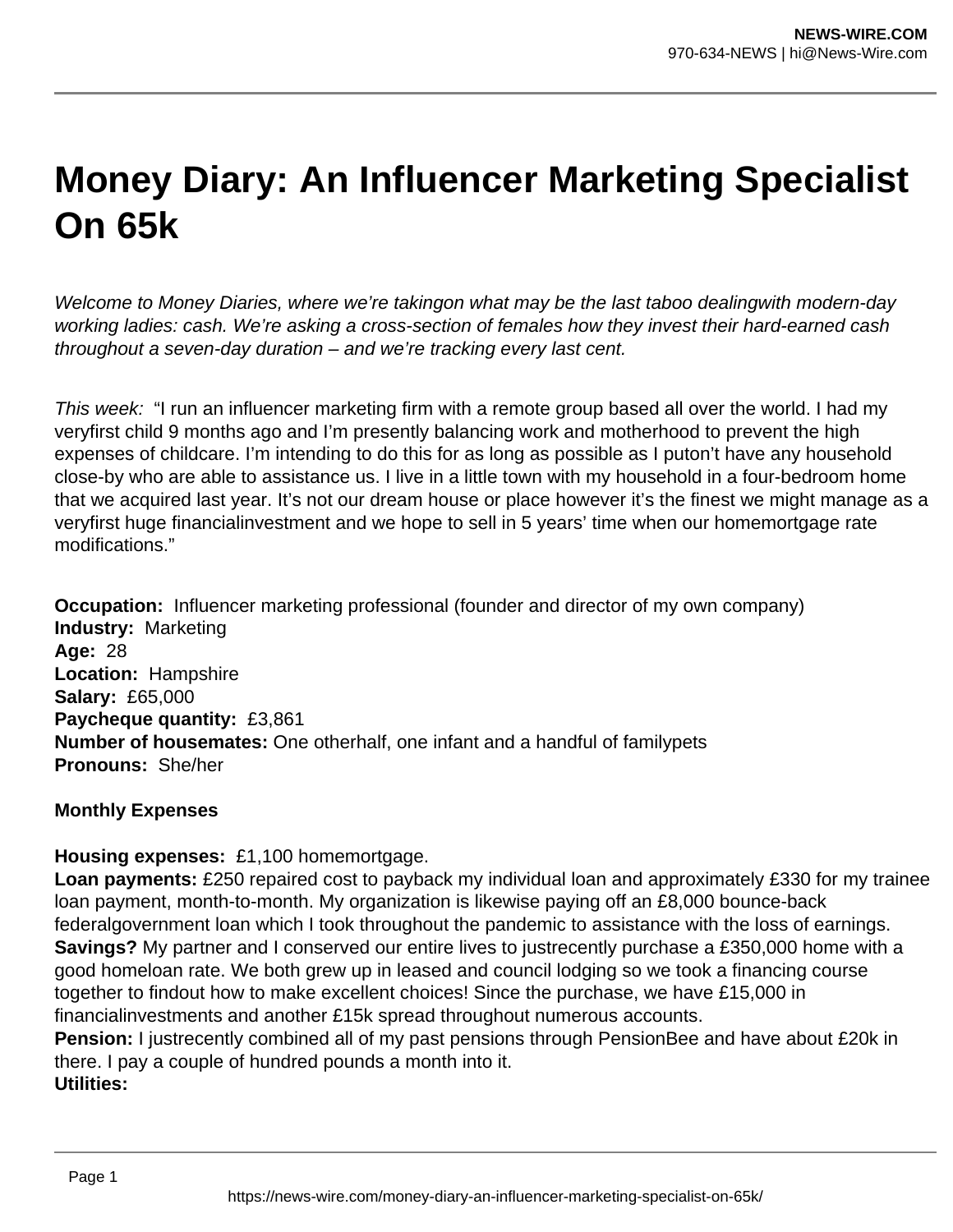# Money Diary: An Influencer Marketing Specialist On 65k

*Welcome to Money Diaries, where we're takingon what may be the last taboo dealingwith modern-day working ladies: cash. We're asking a cross-section of females how they invest their hard-earned cash throughout a seven-day duration – and we're tracking every last cent.*

*This week:* "I run an influencer marketing firm with a remote group based all over the world. I had my veryfirst child 9 months ago and I'm presently balancing work and motherhood to prevent the high expenses of childcare. I'm intending to do this for as long as possible as I puton't have any household close-by who are able to assistance us. I live in a little town with my household in a four-bedroom home that we acquired last year. It's not our dream house or place however it's the finest we might manage as a veryfirst huge financialinvestment and we hope to sell in 5 years' time when our homemortgage rate modifications."

**Occupation:** Influencer marketing professional (founder and director of my own company)
**Industry:** Marketing
**Age:** 28
**Location:** Hampshire
**Salary:** £65,000
**Paycheque quantity:** £3,861
**Number of housemates:** One otherhalf, one infant and a handful of familypets
**Pronouns:** She/her

**Monthly Expenses**

**Housing expenses:** £1,100 homemortgage.
**Loan payments:** £250 repaired cost to payback my individual loan and approximately £330 for my trainee loan payment, month-to-month. My organization is likewise paying off an £8,000 bounce-back federalgovernment loan which I took throughout the pandemic to assistance with the loss of earnings.
**Savings?** My partner and I conserved our entire lives to justrecently purchase a £350,000 home with a good homeloan rate. We both grew up in leased and council lodging so we took a financing course together to findout how to make excellent choices! Since the purchase, we have £15,000 in financialinvestments and another £15k spread throughout numerous accounts.
**Pension:** I justrecently combined all of my past pensions through PensionBee and have about £20k in there. I pay a couple of hundred pounds a month into it.
**Utilities:**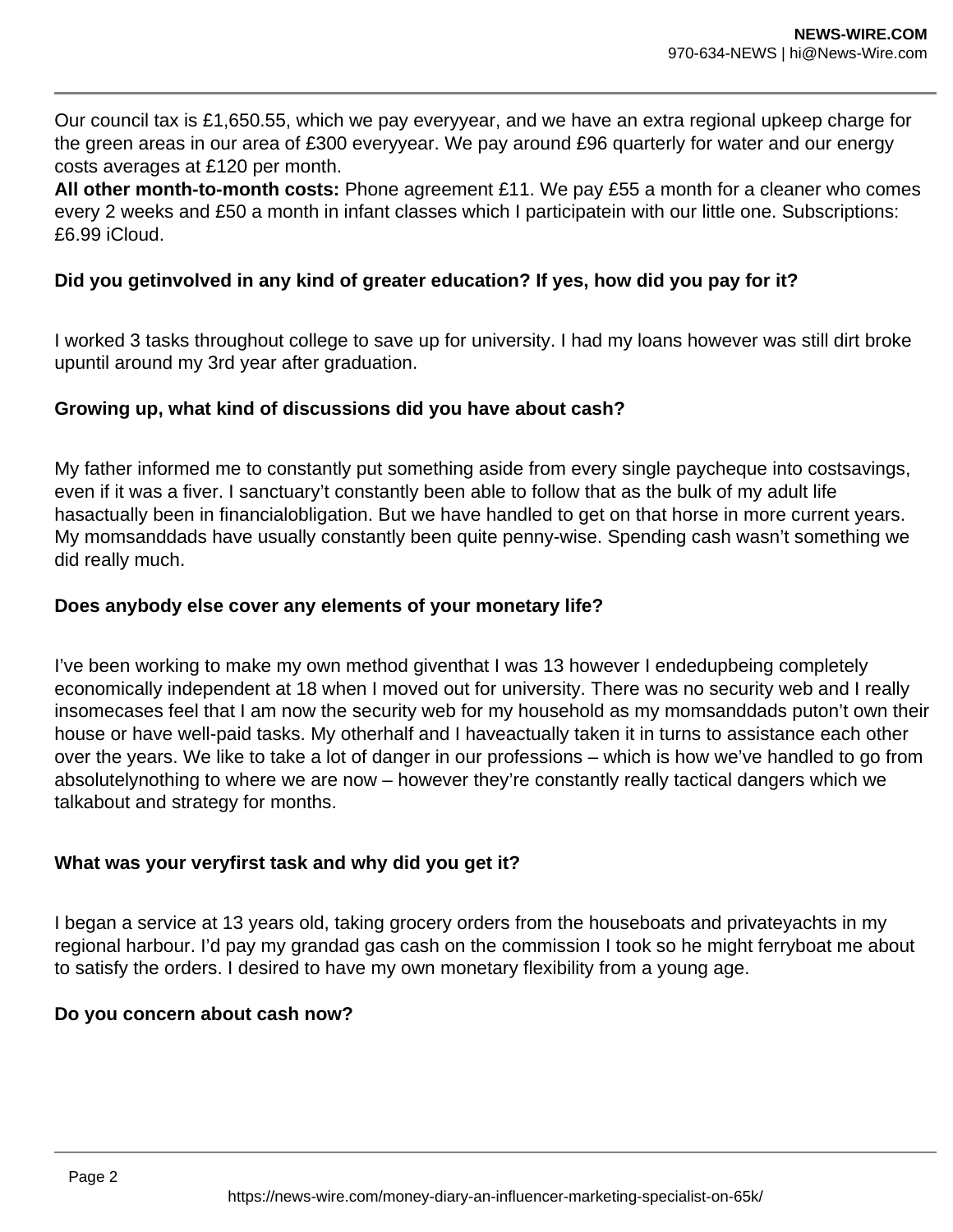Our council tax is £1,650.55, which we pay everyyear, and we have an extra regional upkeep charge for the green areas in our area of £300 everyyear. We pay around £96 quarterly for water and our energy costs averages at £120 per month.

**All other month-to-month costs:** Phone agreement £11. We pay £55 a month for a cleaner who comes every 2 weeks and £50 a month in infant classes which I participatein with our little one. Subscriptions: £6.99 iCloud.

**Did you getinvolved in any kind of greater education? If yes, how did you pay for it?**

I worked 3 tasks throughout college to save up for university. I had my loans however was still dirt broke upuntil around my 3rd year after graduation.

**Growing up, what kind of discussions did you have about cash?**

My father informed me to constantly put something aside from every single paycheque into costsavings, even if it was a fiver. I sanctuary't constantly been able to follow that as the bulk of my adult life hasactually been in financialobligation. But we have handled to get on that horse in more current years. My momsanddads have usually constantly been quite penny-wise. Spending cash wasn't something we did really much.

**Does anybody else cover any elements of your monetary life?**

I've been working to make my own method giventhat I was 13 however I endedupbeing completely economically independent at 18 when I moved out for university. There was no security web and I really insomecases feel that I am now the security web for my household as my momsanddads puton't own their house or have well-paid tasks. My otherhalf and I haveactually taken it in turns to assistance each other over the years. We like to take a lot of danger in our professions – which is how we've handled to go from absolutelynothing to where we are now – however they're constantly really tactical dangers which we talkabout and strategy for months.

**What was your veryfirst task and why did you get it?**

I began a service at 13 years old, taking grocery orders from the houseboats and privateyachts in my regional harbour. I'd pay my grandad gas cash on the commission I took so he might ferryboat me about to satisfy the orders. I desired to have my own monetary flexibility from a young age.

**Do you concern about cash now?**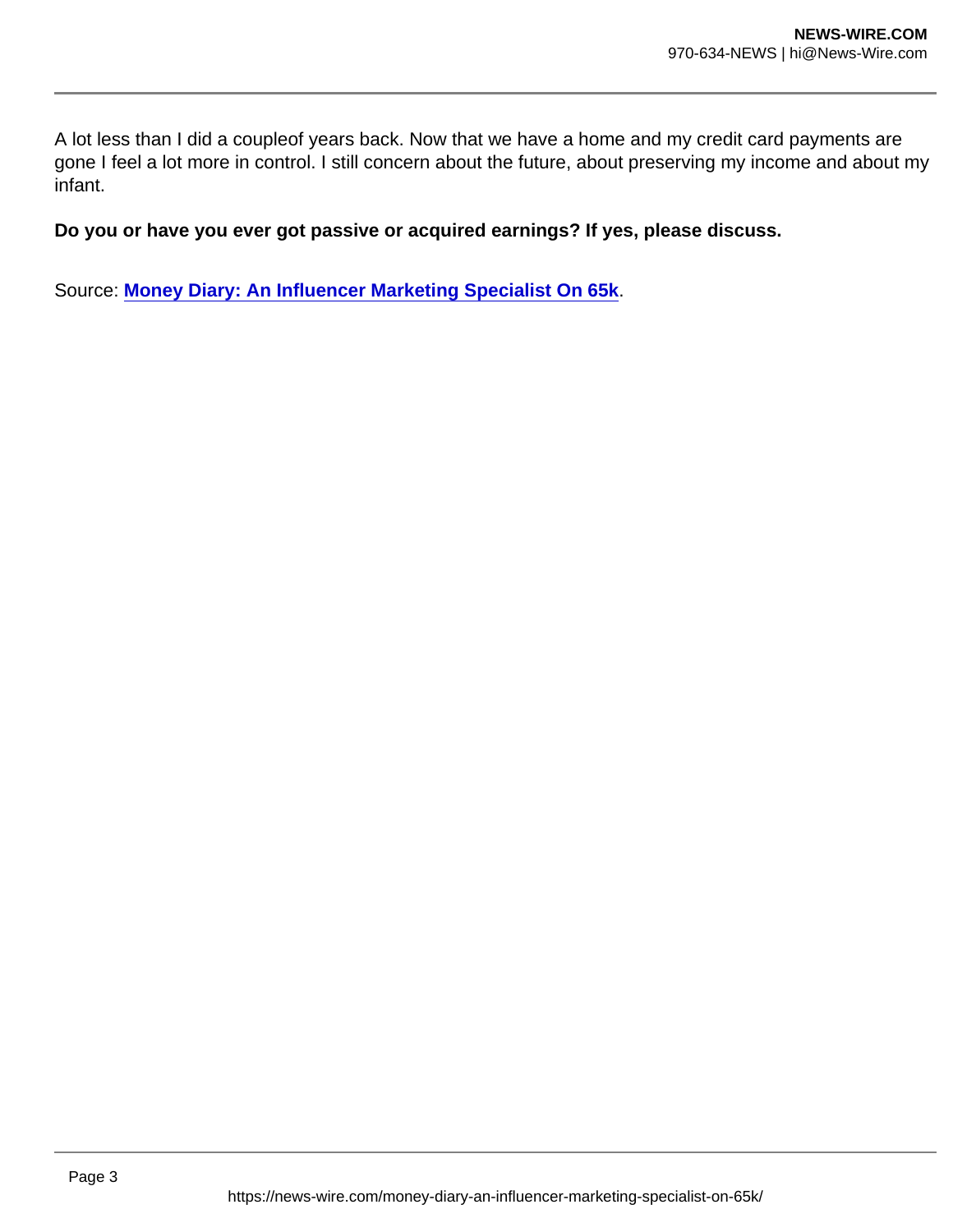A lot less than I did a coupleof years back. Now that we have a home and my credit card payments are gone I feel a lot more in control. I still concern about the future, about preserving my income and about my infant.

**Do you or have you ever got passive or acquired earnings? If yes, please discuss.**

Source: **[Money Diary: An Influencer Marketing Specialist On 65k](https://news-wire.com/money-diary-an-influencer-marketing-specialist-on-65k/)**.